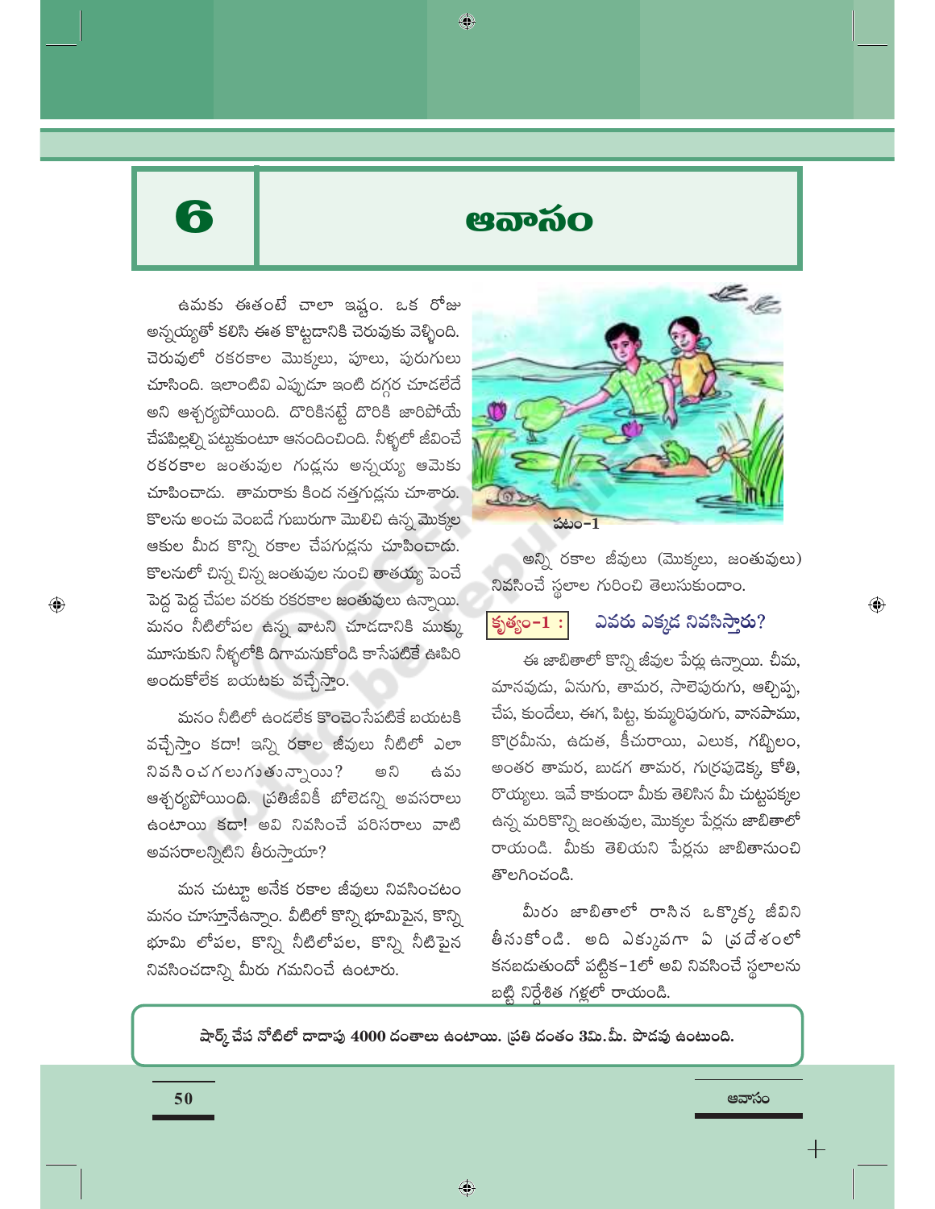# 6 ఆవాసం

ఉమకు ఈతంటే చాలా ఇష్టం. ఒక రోజు అన్నయ్యతో కలిసి ఈత కొట్టడానికి చెరువుకు వెళ్ళింది. చెరువులో రకరకాల మొక్కలు, పూలు, పురుగులు చూసింది. ఇలాంటివి ఎప్పుడూ ఇంటి దగ్గర చూడలేదే అని ఆశ్చర్యపోయింది. దొరికినట్టే దొరికి జారిపోయే చేపపిల్లల్ని పట్టుకుంటూ ఆనందించింది. నీళ్ళలో జీవించే రకరకాల జంతువుల గుడ్లను అన్నయ్య ఆమెకు చూపించాడు. తామరాకు కింద నత్తగుడ్లను చూశారు. కొలను అంచు వెంబడే గుబురుగా మొలిచి ఉన్న మొక్కల ఆకుల మీద కొన్ని రకాల చేపగుడ్లను చూపించాడు. కొలనులో చిన్న చిన్న జంతువుల నుంచి తాతయ్య పెంచే పెద్ద పెద్ద చేపల వరకు రకరకాల జంతువులు ఉన్నాయి. మనం నీటిలోపల ఉన్న వాటని చూడడానికి ముక్కు మూసుకుని నీళ్ళలోకి దిగామనుకోండి కాసేపటికే ఊపిరి అందుకోలేక బయటకు వచ్చేస్తాం.

మనం నీటిలో ఉండలేక కొంచెంసేపటికే బయటకి వచ్చేస్తాం కదా! ఇన్ని రకాల జీవులు నీటిలో ఎలా నివసించగలుగుతున్నాయి? అని ఉమ ఆశ్చర్యపోయింది. ప్రతిజీవికీ బోలెడన్ని అవసరాలు ఉంటాయి కదా! అవి నివసించే పరిసరాలు వాటి అవసరాలన్నిటిని తీరుస్తాయా?

మన చుట్టూ అనేక రకాల జీవులు నివసించటం మనం చూస్తూనేఉన్నాం. వీటిలో కొన్ని భూమిపైన, కొన్ని భూమి లోపల, కొన్ని నీటిలోపల, కొన్ని నీటిపైన నివసించడాన్ని మీరు గమనించే ఉంటారు.

పటం-1

అన్ని రకాల జీవులు (మొక్కలు, జంతువులు) నివసించే స్థలాల గురించి తెలుసుకుందాం.

**కృత్యం-1 : ఎవరు ఎక్కడ నివసిస్తారు?**

ఈ జాబితాలో కొన్ని జీవుల పేర్లు ఉన్నాయి. చీమ, మానవుడు, ఏనుగు, తామర, సాలెపురుగు, ఆల్చిప్ప, చేప, కుందేలు, ఈగ, పిట్ట, కుమ్మరిపురుగు, వానపాము, కొర్రమీను, ఉడుత, కీచురాయి, ఎలుక, గబ్బిలం, అంతర తామర, బుడగ తామర, గుర్రపుడెక్క, కోతి, రొయ్యలు. ఇవే కాకుండా మీకు తెలిసిన మీ చుట్టపక్కల ఉన్న మరికొన్ని జంతువుల, మొక్కల పేర్లను జాబితాలో రాయండి. మీకు తెలియని పేర్లను జాబితానుంచి తొలగించండి.

మీరు జాబితాలో రాసిన ఒక్కొక్క జీవిని తీసుకోండి. అది ఎక్కువగా ఏ ప్రదేశంలో కనబడుతుందో పట్టిక-1లో అవి నివసించే స్థలాలను బట్టి నిర్దేశిత గళ్లలో రాయండి.

**షార్క్ చేప నోటిలో దాదాపు 4000 దంతాలు ఉంటాయి. ప్రతి దంతం 3మి.మీ. పొడవు ఉంటుంది.**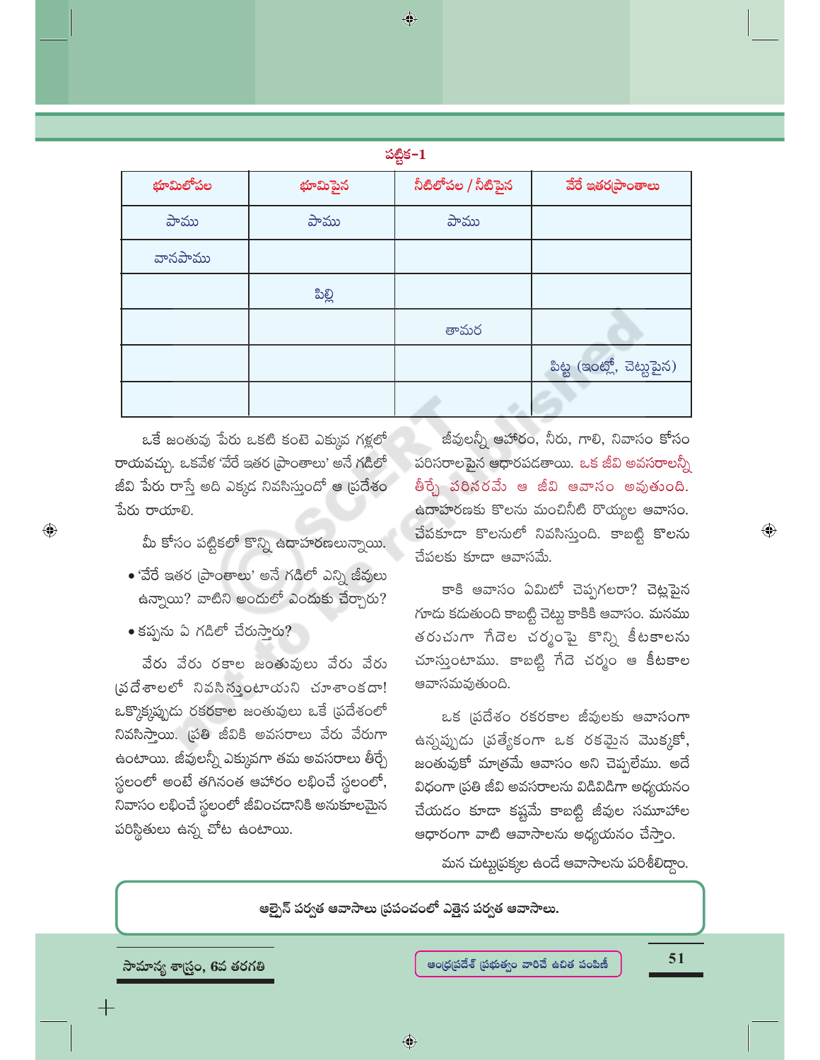**పట్టిక-1**

| భూమిలోపల | భూమిపైన | నీటిలోపల / నీటిపైన | వేరే ఇతరప్రాంతాలు |
|---|---|---|---|
| పాము | పాము | పాము | |
| వానపాము | | | |
| | పిల్లి | | |
| | | తామర | |
| | | | పిట్ట (ఇంట్లో, చెట్టుపైన) |
| | | | |

ఒకే జంతువు పేరు ఒకటి కంటె ఎక్కువ గళ్లలో రాయవచ్చు. ఒకవేళ 'వేరే ఇతర ప్రాంతాలు' అనే గడిలో జీవి పేరు రాస్తే అది ఎక్కడ నివసిస్తుందో ఆ ప్రదేశం పేరు రాయాలి.

మీ కోసం పట్టికలో కొన్ని ఉదాహరణలున్నాయి.

- 'వేరే ఇతర ప్రాంతాలు' అనే గడిలో ఎన్ని జీవులు ఉన్నాయి? వాటిని అందులో ఎందుకు చేర్చారు?
- కప్పను ఏ గడిలో చేరుస్తారు?

వేరు వేరు రకాల జంతువులు వేరు వేరు ప్రదేశాలలో నివసిస్తుంటాయని చూశాం కదా! ఒక్కొక్కప్పుడు రకరకాల జంతువులు ఒకే ప్రదేశంలో నివసిస్తాయి. ప్రతి జీవికి అవసరాలు వేరు వేరుగా ఉంటాయి. జీవులన్నీ ఎక్కువగా తమ అవసరాలు తీర్చే స్థలంలో అంటే తగినంత ఆహారం లభించే స్థలంలో, నివాసం లభించే స్థలంలో జీవించడానికి అనుకూలమైన పరిస్థితులు ఉన్న చోట ఉంటాయి.

జీవులన్నీ ఆహారం, నీరు, గాలి, నివాసం కోసం పరిసరాలపైన ఆధారపడతాయి. ఒక జీవి అవసరాలన్నీ తీర్చే పరిసరమే ఆ జీవి ఆవాసం అవుతుంది. ఉదాహరణకు కొలను మంచినీటి రొయ్యల ఆవాసం. చేపకూడా కొలనులో నివసిస్తుంది. కాబట్టి కొలను చేపలకు కూడా ఆవాసమే.

కాకి ఆవాసం ఏమిటో చెప్పగలరా? చెట్లపైన గూడు కడుతుంది కాబట్టి చెట్టు కాకికి ఆవాసం. మనము తరుచుగా గేదెల చర్మంపై కొన్ని కీటకాలను చూస్తుంటాము. కాబట్టి గేదె చర్మం ఆ కీటకాల ఆవాసమవుతుంది.

ఒక ప్రదేశం రకరకాల జీవులకు ఆవాసంగా ఉన్నప్పుడు ప్రత్యేకంగా ఒక రకమైన మొక్కకో, జంతువుకో మాత్రమే ఆవాసం అని చెప్పలేము. అదే విధంగా ప్రతి జీవి అవసరాలను విడివిడిగా అధ్యయనం చేయడం కూడా కష్టమే కాబట్టి జీవుల సమూహాల ఆధారంగా వాటి ఆవాసాలను అధ్యయనం చేస్తాం.

మన చుట్టుప్రక్కల ఉండే ఆవాసాలను పరిశీలిద్దాం.

**ఆల్పైన్ పర్వత ఆవాసాలు ప్రపంచంలో ఎత్తైన పర్వత ఆవాసాలు.**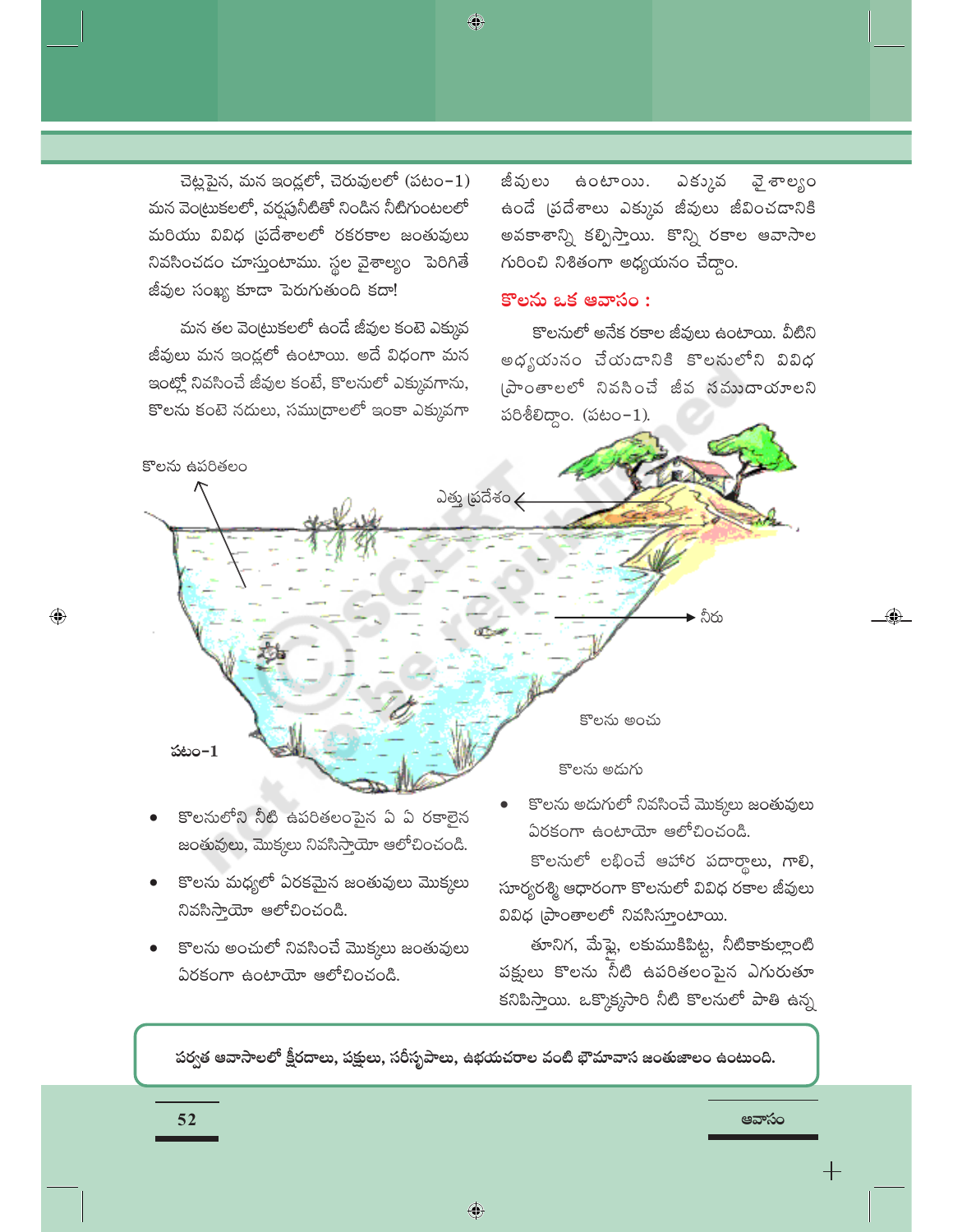చెట్లపైన, మన ఇండ్లలో, చెరువులలో (పటం-1) మన వెంట్రుకలలో, వర్షపునీటితో నిండిన నీటిగుంటలలో మరియు వివిధ ప్రదేశాలలో రకరకాల జంతువులు నివసించడం చూస్తుంటాము. స్థల వైశాల్యం పెరిగితే జీవుల సంఖ్య కూడా పెరుగుతుంది కదా!

మన తల వెంట్రుకలలో ఉండే జీవుల కంటె ఎక్కువ జీవులు మన ఇండ్లలో ఉంటాయి. అదే విధంగా మన ఇంట్లో నివసించే జీవుల కంటే, కొలనులో ఎక్కువగాను, కొలను కంటె నదులు, సముద్రాలలో ఇంకా ఎక్కువగా జీవులు ఉంటాయి. ఎక్కువ వైశాల్యం ఉండే ప్రదేశాలు ఎక్కువ జీవులు జీవించడానికి అవకాశాన్ని కల్పిస్తాయి. కొన్ని రకాల ఆవాసాల గురించి నిశితంగా అధ్యయనం చేద్దాం.

## కొలను ఒక ఆవాసం :

కొలనులో అనేక రకాల జీవులు ఉంటాయి. వీటిని అధ్యయనం చేయడానికి కొలనులోని వివిధ ప్రాంతాలలో నివసించే జీవ సముదాయాలని పరిశీలిద్దాం. (పటం-1).

కొలను ఉపరితలం
ఎత్తు ప్రదేశం
నీరు
కొలను అంచు
కొలను అడుగు

పటం-1

- కొలనులోని నీటి ఉపరితలంపైన ఏ ఏ రకాలైన జంతువులు, మొక్కలు నివసిస్తాయో ఆలోచించండి.
- కొలను మధ్యలో ఏరకమైన జంతువులు మొక్కలు నివసిస్తాయో ఆలోచించండి.
- కొలను అంచులో నివసించే మొక్కలు జంతువులు ఏరకంగా ఉంటాయో ఆలోచించండి.
- కొలను అడుగులో నివసించే మొక్కలు జంతువులు ఏరకంగా ఉంటాయో ఆలోచించండి.

కొలనులో లభించే ఆహార పదార్థాలు, గాలి, సూర్యరశ్మి ఆధారంగా కొలనులో వివిధ రకాల జీవులు వివిధ ప్రాంతాలలో నివసిస్తుంటాయి.

తూనిగ, మేఫ్లై, లకుముకిపిట్ట, నీటికాకుల్లాంటి పక్షులు కొలను నీటి ఉపరితలంపైన ఎగురుతూ కనిపిస్తాయి. ఒక్కొక్కసారి నీటి కొలనులో పాతి ఉన్న

**పర్వత ఆవాసాలలో క్షీరదాలు, పక్షులు, సరీసృపాలు, ఉభయచరాల వంటి భౌమావాస జంతుజాలం ఉంటుంది.**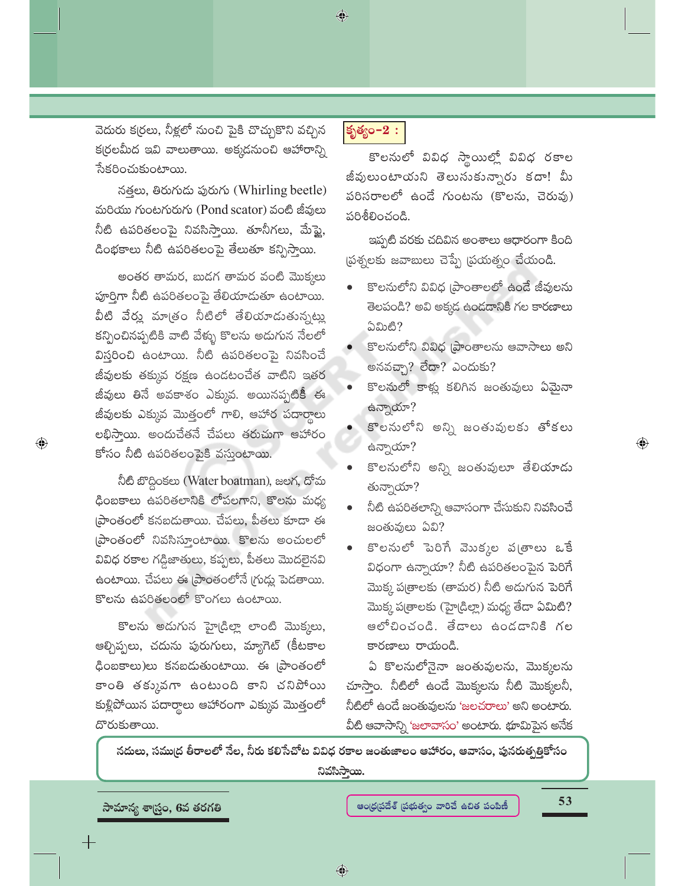వెదురు కర్రలు, నీళ్లలో నుంచి పైకి చొచ్చుకొని వచ్చిన కర్రలమీద ఇవి వాలుతాయి. అక్కడనుంచి ఆహారాన్ని సేకరించుకుంటాయి.

నత్తలు, తిరుగుడు పురుగు (Whirling beetle) మరియు గుంటగురుగు (Pond scator) వంటి జీవులు నీటి ఉపరితలంపై నివసిస్తాయి. తూనీగలు, మేఫ్లై, డింభకాలు నీటి ఉపరితలంపై తేలుతూ కన్పిస్తాయి.

అంతర తామర, బుడగ తామర వంటి మొక్కలు పూర్తిగా నీటి ఉపరితలంపై తేలియాడుతూ ఉంటాయి. వీటి వేర్లు మాత్రం నీటిలో తేలియాడుతున్నట్లు కన్పించినప్పటికి వాటి వేళ్ళు కొలను అడుగున నేలలో విస్తరించి ఉంటాయి. నీటి ఉపరితలంపై నివసించే జీవులకు తక్కువ రక్షణ ఉండటంచేత వాటిని ఇతర జీవులు తినే అవకాశం ఎక్కువ. అయినప్పటికీ ఈ జీవులకు ఎక్కువ మొత్తంలో గాలి, ఆహార పదార్థాలు లభిస్తాయి. అందుచేతనే చేపలు తరుచుగా ఆహారం కోసం నీటి ఉపరితలంపైకి వస్తుంటాయి.

నీటి బొద్దింకలు (Water boatman), జలగ, దోమ డింబకాలు ఉపరితలానికి లోపలగాని, కొలను మధ్య ప్రాంతంలో కనబడుతాయి. చేపలు, పీతలు కూడా ఈ ప్రాంతంలో నివసిస్తూంటాయి. కొలను అంచులలో వివిధ రకాల గడ్డిజాతులు, కప్పలు, పీతలు మొదలైనవి ఉంటాయి. చేపలు ఈ ప్రాంతంలోనే గ్రుడ్లు పెడతాయి. కొలను ఉపరితలంలో కొంగలు ఉంటాయి.

కొలను అడుగున హైడ్రిల్లా లాంటి మొక్కలు, ఆల్చిప్పలు, చదును పురుగులు, మ్యాగెట్ (కీటకాల డింబకాలు)లు కనబడుతుంటాయి. ఈ ప్రాంతంలో కాంతి తక్కువగా ఉంటుంది కాని చనిపోయి కుళ్లిపోయిన పదార్థాలు ఆహారంగా ఎక్కువ మొత్తంలో దొరుకుతాయి.

**కృత్యం-2 :**

కొలనులో వివిధ స్థాయిల్లో వివిధ రకాల జీవులుంటాయని తెలుసుకున్నారు కదా! మీ పరిసరాలలో ఉండే గుంటను (కొలను, చెరువు) పరిశీలించండి.

ఇప్పటి వరకు చదివిన అంశాలు ఆధారంగా కింది ప్రశ్నలకు జవాబులు చెప్పే ప్రయత్నం చేయండి.

- కొలనులోని వివిధ ప్రాంతాలలో ఉండే జీవులను తెలపండి? అవి అక్కడ ఉండడానికి గల కారణాలు ఏమిటి?
- కొలనులోని వివిధ ప్రాంతాలను ఆవాసాలు అని అనవచ్చా? లేదా? ఎందుకు?
- కొలనులో కాళ్లు కలిగిన జంతువులు ఏమైనా ఉన్నాయా?
- కొలనులోని అన్ని జంతువులకు తోకలు ఉన్నాయా?
- కొలనులోని అన్ని జంతువులూ తేలియాడు తున్నాయా?
- నీటి ఉపరితలాన్ని ఆవాసంగా చేసుకుని నివసించే జంతువులు ఏవి?
- కొలనులో పెరిగే మొక్కల పత్రాలు ఒకే విధంగా ఉన్నాయా? నీటి ఉపరితలంపైన పెరిగే మొక్క పత్రాలకు (తామర) నీటి అడుగున పెరిగే మొక్క పత్రాలకు (హైడ్రిల్లా) మధ్య తేడా ఏమిటి? ఆలోచించండి. తేడాలు ఉండడానికి గల కారణాలు రాయండి.

ఏ కొలనులోనైనా జంతువులను, మొక్కలను చూస్తాం. నీటిలో ఉండే మొక్కలను నీటి మొక్కలనీ, నీటిలో ఉండే జంతువులను 'జలచరాలు' అని అంటారు. వీటి ఆవాసాన్ని 'జలావాసం' అంటారు. భూమిపైన అనేక

**నదులు, సముద్ర తీరాలలో నేల, నీరు కలిసేచోట వివిధ రకాల జంతుజాలం ఆహారం, ఆవాసం, పునరుత్పత్తికోసం నివసిస్తాయి.**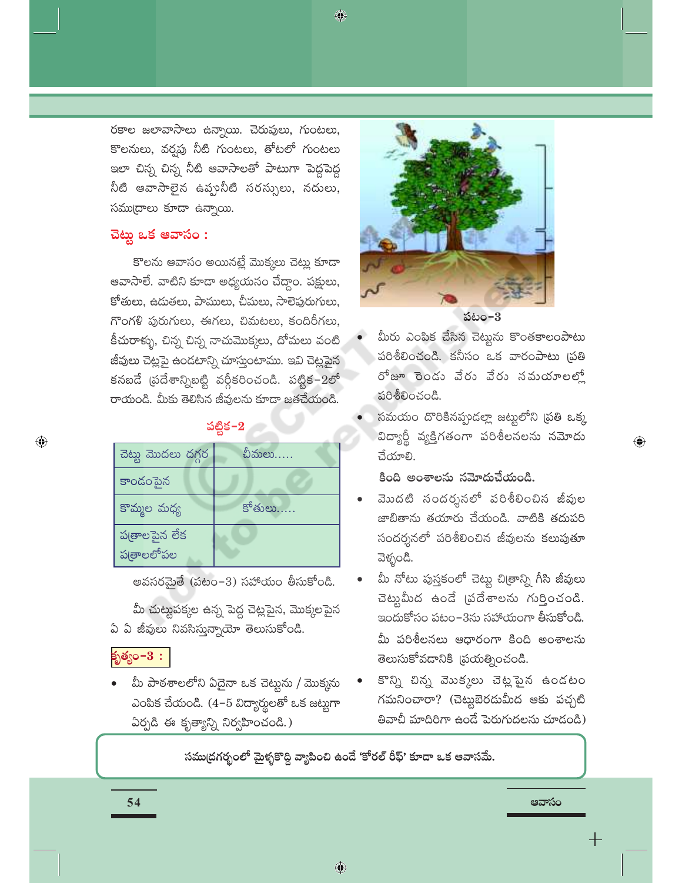రకాల జలావాసాలు ఉన్నాయి. చెరువులు, గుంటలు, కొలనులు, వర్షపు నీటి గుంటలు, తోటలో గుంటలు ఇలా చిన్న చిన్న నీటి ఆవాసాలతో పాటుగా పెద్దపెద్ద నీటి ఆవాసాలైన ఉప్పునీటి సరస్సులు, నదులు, సముద్రాలు కూడా ఉన్నాయి.

### చెట్టు ఒక ఆవాసం :

కొలను ఆవాసం అయినట్లే మొక్కలు చెట్లు కూడా ఆవాసాలే. వాటిని కూడా అధ్యయనం చేద్దాం. పక్షులు, కోతులు, ఉడుతలు, పాములు, చీమలు, సాలెపురుగులు, గొంగళి పురుగులు, ఈగలు, చిమటలు, కందిరీగలు, కీచురాళ్ళు, చిన్న చిన్న నాచుమొక్కలు, దోమలు వంటి జీవులు చెట్లపై ఉండటాన్ని చూస్తుంటాము. ఇవి చెట్లపైన కనబడే ప్రదేశాన్నిబట్టి వర్గీకరించండి. పట్టిక-2లో రాయండి. మీకు తెలిసిన జీవులను కూడా జతచేయండి.

**పట్టిక-2**

| చెట్టు మొదలు దగ్గర | చీమలు..... |
|---|---|
| కాండంపైన | |
| కొమ్మల మధ్య | కోతులు..... |
| పత్రాలపైన లేక పత్రాలలోపల | |

అవసరమైతే (పటం-3) సహాయం తీసుకోండి.

మీ చుట్టుపక్కల ఉన్న పెద్ద చెట్లపైన, మొక్కలపైన ఏ ఏ జీవులు నివసిస్తున్నాయో తెలుసుకోండి.

### కృత్యం-3 :

- మీ పాఠశాలలోని ఏదైనా ఒక చెట్టును / మొక్కను ఎంపిక చేయండి. (4-5 విద్యార్థులతో ఒక జట్టుగా ఏర్పడి ఈ కృత్యాన్ని నిర్వహించండి.)

పటం-3

- మీరు ఎంపిక చేసిన చెట్టును కొంతకాలంపాటు పరిశీలించండి. కనీసం ఒక వారంపాటు ప్రతి రోజూ రెండు వేరు వేరు సమయాలల్లో పరిశీలించండి.
- సమయం దొరికినప్పుడల్లా జట్టులోని ప్రతి ఒక్క విద్యార్థీ వ్యక్తిగతంగా పరిశీలనలను నమోదు చేయాలి.

**కింది అంశాలను నమోదుచేయండి.**

- మొదటి సందర్శనలో పరిశీలించిన జీవుల జాబితాను తయారు చేయండి. వాటికి తదుపరి సందర్శనలో పరిశీలించిన జీవులను కలుపుతూ వెళ్ళండి.
- మీ నోటు పుస్తకంలో చెట్టు చిత్రాన్ని గీసి జీవులు చెట్టుమీద ఉండే ప్రదేశాలను గుర్తించండి. ఇందుకోసం పటం-3ను సహాయంగా తీసుకోండి.

  మీ పరిశీలనలు ఆధారంగా కింది అంశాలను తెలుసుకోవడానికి ప్రయత్నించండి.
- కొన్ని చిన్న మొక్కలు చెట్లపైన ఉండటం గమనించారా? (చెట్టుబెరడుమీద ఆకు పచ్చటి తివాచీ మాదిరిగా ఉండే పెరుగుదలను చూడండి)

**సముద్రగర్భంలో మైళ్ళకొద్ది వ్యాపించి ఉండే 'కోరల్ రీఫ్' కూడా ఒక ఆవాసమే.**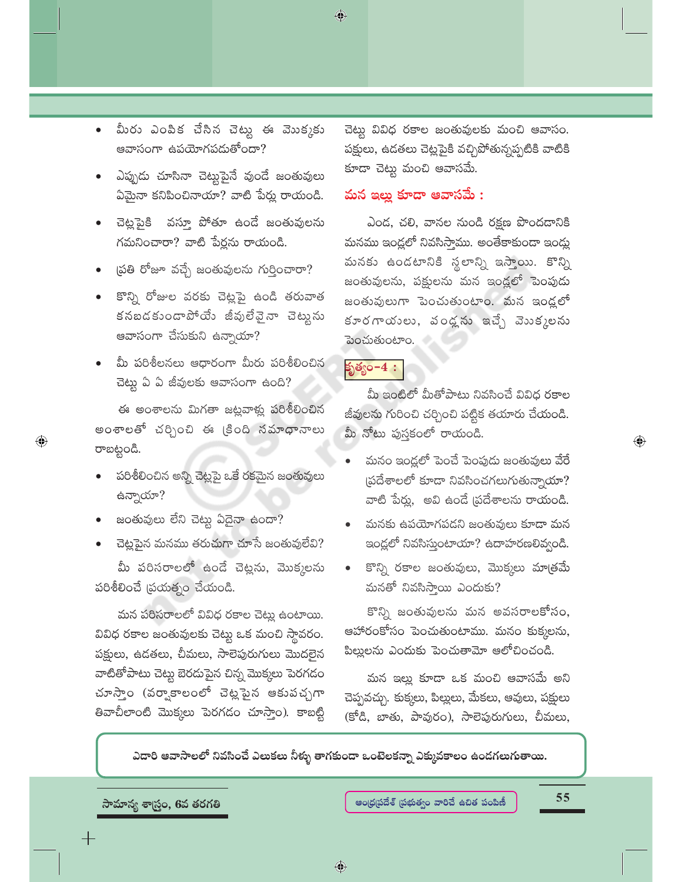- మీరు ఎంపిక చేసిన చెట్టు ఈ మొక్కకు ఆవాసంగా ఉపయోగపడుతోందా?
- ఎప్పుడు చూసినా చెట్టుపైనే వుండే జంతువులు ఏమైనా కనిపించినాయా? వాటి పేర్లు రాయండి.
- చెట్లపైకి వస్తూ పోతూ ఉండే జంతువులను గమనించారా? వాటి పేర్లను రాయండి.
- ప్రతి రోజూ వచ్చే జంతువులను గుర్తించారా?
- కొన్ని రోజుల వరకు చెట్లపై ఉండి తరువాత కనబడకుండాపోయే జీవులేవైనా చెట్టును ఆవాసంగా చేసుకుని ఉన్నాయా?
- మీ పరిశీలనలు ఆధారంగా మీరు పరిశీలించిన చెట్టు ఏ ఏ జీవులకు ఆవాసంగా ఉంది?

ఈ అంశాలను మిగతా జట్లవాళ్లు పరిశీలించిన అంశాలతో చర్చించి ఈ క్రింది సమాధానాలు రాబట్టండి.

- పరిశీలించిన అన్ని చెట్లపై ఒకే రకమైన జంతువులు ఉన్నాయా?
- జంతువులు లేని చెట్టు ఏదైనా ఉందా?
- చెట్లపైన మనము తరుచుగా చూసే జంతువులేవి?

మీ పరిసరాలలో ఉండే చెట్లను, మొక్కలను పరిశీలించే ప్రయత్నం చేయండి.

మన పరిసరాలలో వివిధ రకాల చెట్లు ఉంటాయి. వివిధ రకాల జంతువులకు చెట్టు ఒక మంచి స్థావరం. పక్షులు, ఉడతలు, చీమలు, సాలెపురుగులు మొదలైన వాటితోపాటు చెట్టు బెరడుపైన చిన్న మొక్కలు పెరగడం చూస్తాం (వర్షాకాలంలో చెట్లపైన ఆకుపచ్చగా తివాచీలాంటి మొక్కలు పెరగడం చూస్తాం). కాబట్టి చెట్టు వివిధ రకాల జంతువులకు మంచి ఆవాసం. పక్షులు, ఉడతలు చెట్లపైకి వచ్చిపోతున్నప్పటికి వాటికి కూడా చెట్టు మంచి ఆవాసమే.

## మన ఇల్లు కూడా ఆవాసమే :

ఎండ, చలి, వానల నుండి రక్షణ పొందడానికి మనము ఇండ్లలో నివసిస్తాము. అంతేకాకుండా ఇండ్లు మనకు ఉండటానికి స్థలాన్ని ఇస్తాయి. కొన్ని జంతువులను, పక్షులను మన ఇండ్లలో పెంపుడు జంతువులుగా పెంచుతుంటాం. మన ఇండ్లలో కూరగాయలు, పండ్లను ఇచ్చే మొక్కలను పెంచుతుంటాం.

**కృత్యం-4 :**

మీ ఇంటిలో మీతోపాటు నివసించే వివిధ రకాల జీవులను గురించి చర్చించి పట్టిక తయారు చేయండి. మీ నోటు పుస్తకంలో రాయండి.

- మనం ఇండ్లలో పెంచే పెంపుడు జంతువులు వేరే ప్రదేశాలలో కూడా నివసించగలుగుతున్నాయా? వాటి పేర్లు, అవి ఉండే ప్రదేశాలను రాయండి.
- మనకు ఉపయోగపడని జంతువులు కూడా మన ఇండ్లలో నివసిస్తుంటాయా? ఉదాహరణలివ్వండి.
- కొన్ని రకాల జంతువులు, మొక్కలు మాత్రమే మనతో నివసిస్తాయి ఎందుకు?

కొన్ని జంతువులను మన అవసరాలకోసం, ఆహారంకోసం పెంచుతుంటాము. మనం కుక్కలను, పిల్లులను ఎందుకు పెంచుతామో ఆలోచించండి.

మన ఇల్లు కూడా ఒక మంచి ఆవాసమే అని చెప్పవచ్చు. కుక్కలు, పిల్లులు, మేకలు, ఆవులు, పక్షులు (కోడి, బాతు, పావురం), సాలెపురుగులు, చీమలు,

> ఎడారి ఆవాసాలలో నివసించే ఎలుకలు నీళ్ళు తాగకుండా ఒంటెలకన్నా ఎక్కువకాలం ఉండగలుగుతాయి.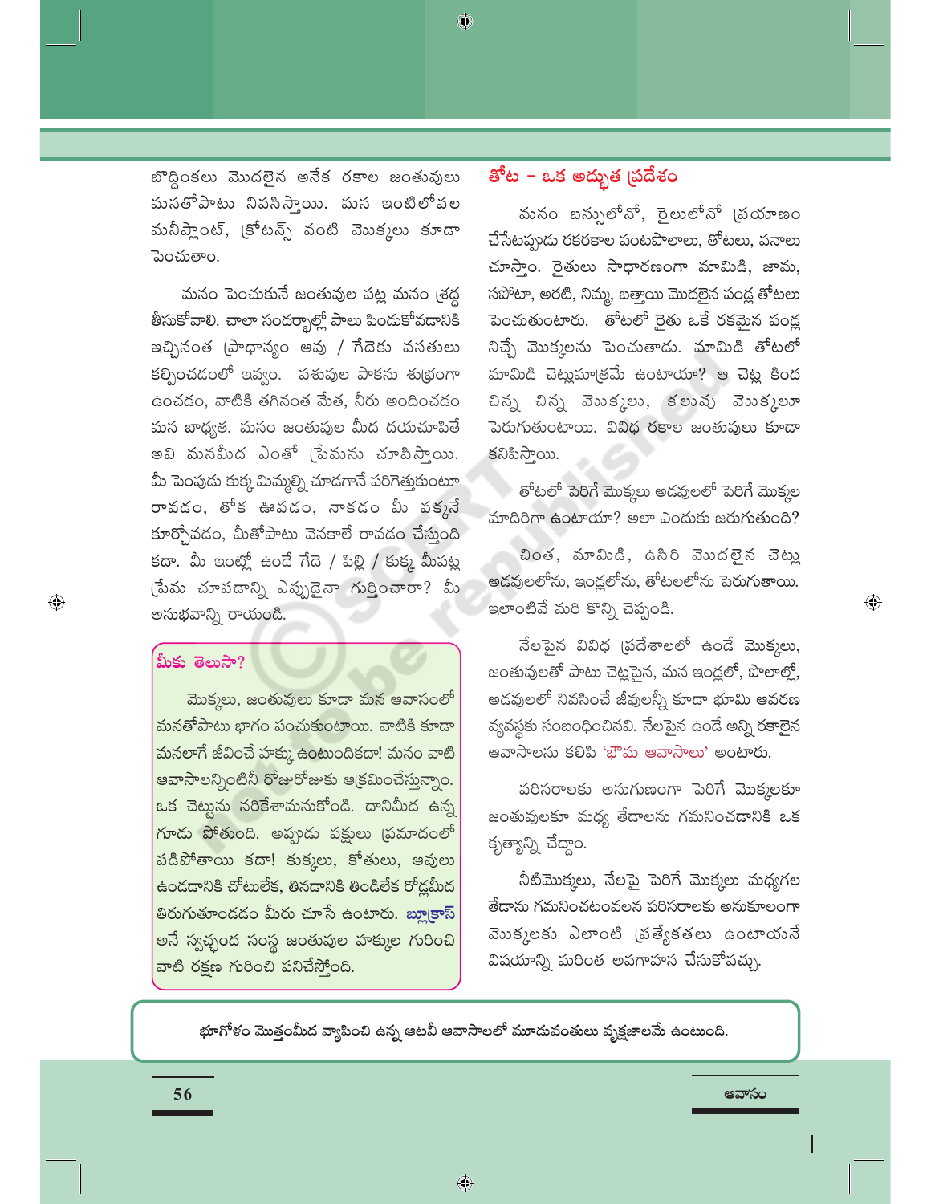బొద్దింకలు మొదలైన అనేక రకాల జంతువులు మనతోపాటు నివసిస్తాయి. మన ఇంటిలోపల మనీప్లాంట్, క్రోటన్స్ వంటి మొక్కలు కూడా పెంచుతాం.

మనం పెంచుకునే జంతువుల పట్ల మనం శ్రద్ధ తీసుకోవాలి. చాలా సందర్భాల్లో పాలు పిండుకోవడానికి ఇచ్చినంత ప్రాధాన్యం ఆవు / గేదెకు వసతులు కల్పించడంలో ఇవ్వం. పశువుల పాకను శుభ్రంగా ఉంచడం, వాటికి తగినంత మేత, నీరు అందించడం మన బాధ్యత. మనం జంతువుల మీద దయచూపితే అవి మనమీద ఎంతో ప్రేమను చూపిస్తాయి. మీ పెంపుడు కుక్క మిమ్మల్ని చూడగానే పరిగెత్తుకుంటూ రావడం, తోక ఊపడం, నాకడం మీ పక్కనే కూర్చోవడం, మీతోపాటు వెనకాలే రావడం చేస్తుంది కదా. మీ ఇంట్లో ఉండే గేదె / పిల్లి / కుక్క మీపట్ల ప్రేమ చూపడాన్ని ఎప్పుడైనా గుర్తించారా? మీ అనుభవాన్ని రాయండి.

> **మీకు తెలుసా?**
>
> మొక్కలు, జంతువులు కూడా మన ఆవాసంలో మనతోపాటు భాగం పంచుకుంటాయి. వాటికి కూడా మనలాగే జీవించే హక్కు ఉంటుందికదా! మనం వాటి ఆవాసాలన్నింటినీ రోజురోజుకు ఆక్రమించేస్తున్నాం. ఒక చెట్టును నరికేశామనుకోండి. దానిమీద ఉన్న గూడు పోతుంది. అప్పుడు పక్షులు ప్రమాదంలో పడిపోతాయి కదా! కుక్కలు, కోతులు, ఆవులు ఉండడానికి చోటులేక, తినడానికి తిండిలేక రోడ్లమీద తిరుగుతూండడం మీరు చూసే ఉంటారు. బ్లూక్రాస్ అనే స్వచ్ఛంద సంస్థ జంతువుల హక్కుల గురించి వాటి రక్షణ గురించి పనిచేస్తోంది.

## తోట – ఒక అద్భుత ప్రదేశం

మనం బస్సులోనో, రైలులోనో ప్రయాణం చేసేటప్పుడు రకరకాల పంటపొలాలు, తోటలు, వనాలు చూస్తాం. రైతులు సాధారణంగా మామిడి, జామ, సపోటా, అరటి, నిమ్మ, బత్తాయి మొదలైన పండ్ల తోటలు పెంచుతుంటారు. తోటలో రైతు ఒకే రకమైన పండ్ల నిచ్చే మొక్కలను పెంచుతాడు. మామిడి తోటలో మామిడి చెట్లుమాత్రమే ఉంటాయా? ఆ చెట్ల కింద చిన్న చిన్న మొక్కలు, కలుపు మొక్కలూ పెరుగుతుంటాయి. వివిధ రకాల జంతువులు కూడా కనిపిస్తాయి.

తోటలో పెరిగే మొక్కలు అడవులలో పెరిగే మొక్కల మాదిరిగా ఉంటాయా? అలా ఎందుకు జరుగుతుంది?

చింత, మామిడి, ఉసిరి మొదలైన చెట్లు అడవులలోను, ఇండ్లలోను, తోటలలోను పెరుగుతాయి. ఇలాంటివే మరి కొన్ని చెప్పండి.

నేలపైన వివిధ ప్రదేశాలలో ఉండే మొక్కలు, జంతువులతో పాటు చెట్లపైన, మన ఇండ్లలో, పొలాల్లో, అడవులలో నివసించే జీవులన్నీ కూడా భూమి ఆవరణ వ్యవస్థకు సంబంధించినవి. నేలపైన ఉండే అన్ని రకాలైన ఆవాసాలను కలిపి 'భౌమ ఆవాసాలు' అంటారు.

పరిసరాలకు అనుగుణంగా పెరిగే మొక్కలకూ జంతువులకూ మధ్య తేడాలను గమనించడానికి ఒక కృత్యాన్ని చేద్దాం.

నీటిమొక్కలు, నేలపై పెరిగే మొక్కలు మధ్యగల తేడాను గమనించటంవలన పరిసరాలకు అనుకూలంగా మొక్కలకు ఎలాంటి ప్రత్యేకతలు ఉంటాయనే విషయాన్ని మరింత అవగాహన చేసుకోవచ్చు.

> **భూగోళం మొత్తంమీద వ్యాపించి ఉన్న ఆటవీ ఆవాసాలలో మూడువంతులు వృక్షజాలమే ఉంటుంది.**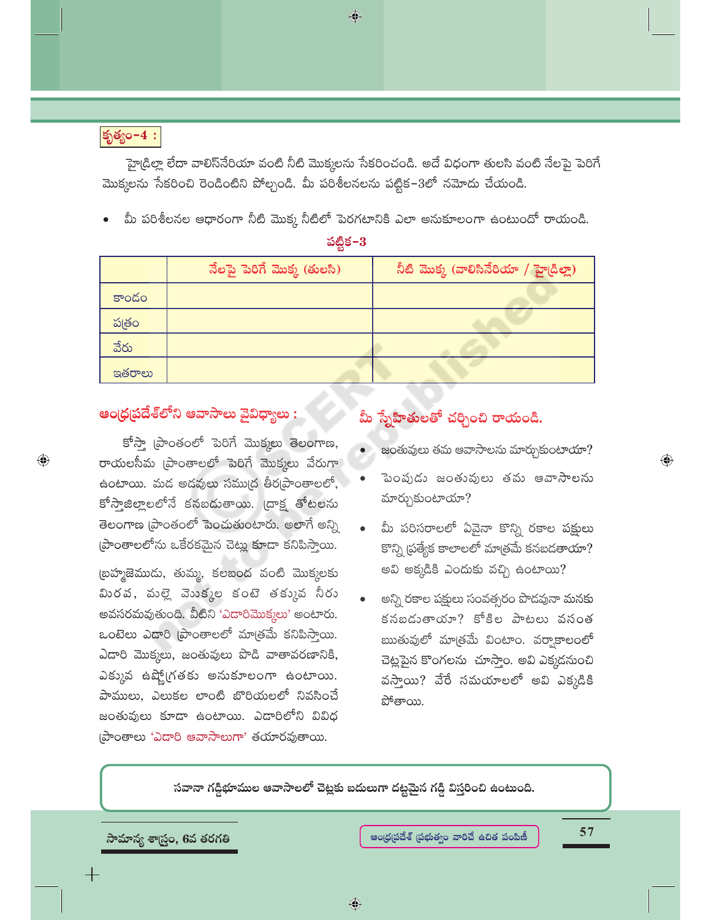**కృత్యం-4 :**

హైడ్రిల్లా లేదా వాలిస్‌నేరియా వంటి నీటి మొక్కలను సేకరించండి. అదే విధంగా తులసి వంటి నేలపై పెరిగే మొక్కలను సేకరించి రెండింటిని పోల్చండి. మీ పరిశీలనలను పట్టిక-3లో నమోదు చేయండి.

- మీ పరిశీలనల ఆధారంగా నీటి మొక్క నీటిలో పెరగటానికి ఎలా అనుకూలంగా ఉంటుందో రాయండి.

**పట్టిక-3**

| | నేలపై పెరిగే మొక్క (తులసి) | నీటి మొక్క (వాలిసినేరియా / హైడ్రిల్లా) |
|---|---|---|
| కాండం | | |
| పత్రం | | |
| వేరు | | |
| ఇతరాలు | | |

## ఆంధ్రప్రదేశ్‌లోని ఆవాసాలు వైవిధ్యాలు :

కోస్తా ప్రాంతంలో పెరిగే మొక్కలు తెలంగాణ, రాయలసీమ ప్రాంతాలలో పెరిగే మొక్కలు వేరుగా ఉంటాయి. మడ అడవులు సముద్ర తీరప్రాంతాలలో, కోస్తాజిల్లాలలోనే కనబడుతాయి. ద్రాక్ష తోటలను తెలంగాణ ప్రాంతంలో పెంచుతుంటారు. అలాగే అన్ని ప్రాంతాలలోను ఒకేరకమైన చెట్లు కూడా కనిపిస్తాయి.

బ్రహ్మజెముడు, తుమ్మ, కలబంద వంటి మొక్కలకు మిరప, మల్లె మొక్కల కంటె తక్కువ నీరు అవసరమవుతుంది. వీటిని 'ఎడారిమొక్కలు' అంటారు. ఒంటెలు ఎడారి ప్రాంతాలలో మాత్రమే కనిపిస్తాయి. ఎడారి మొక్కలు, జంతువులు పొడి వాతావరణానికి, ఎక్కువ ఉష్ణోగ్రతకు అనుకూలంగా ఉంటాయి. పాములు, ఎలుకల లాంటి బొరియలలో నివసించే జంతువులు కూడా ఉంటాయి. ఎడారిలోని వివిధ ప్రాంతాలు 'ఎడారి ఆవాసాలుగా' తయారవుతాయి.

## మీ స్నేహితులతో చర్చించి రాయండి.

- జంతువులు తమ ఆవాసాలను మార్చుకుంటాయా?
- పెంపుడు జంతువులు తమ ఆవాసాలను మార్చుకుంటాయా?
- మీ పరిసరాలలో ఏవైనా కొన్ని రకాల పక్షులు కొన్ని ప్రత్యేక కాలాలలో మాత్రమే కనబడతాయా? అవి అక్కడికి ఎందుకు వచ్చి ఉంటాయి?
- అన్ని రకాల పక్షులు సంవత్సరం పొడవునా మనకు కనబడుతాయా? కోకిల పాటలు వసంత ఋతువులో మాత్రమే వింటాం. వర్షాకాలంలో చెట్లపైన కొంగలను చూస్తాం. అవి ఎక్కడనుంచి వస్తాయి? వేరే సమయాలలో అవి ఎక్కడికి పోతాయి.

**సవానా గడ్డిభూముల ఆవాసాలలో చెట్లకు బదులుగా దట్టమైన గడ్డి విస్తరించి ఉంటుంది.**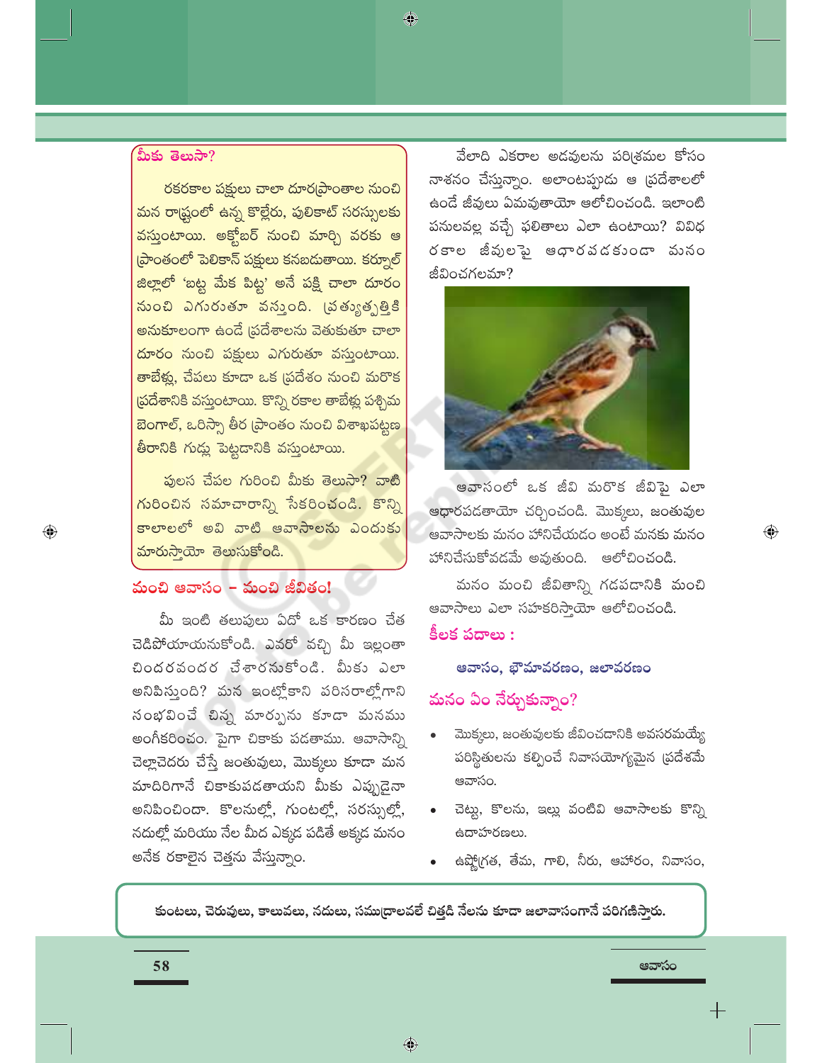### మీకు తెలుసా?

రకరకాల పక్షులు చాలా దూరప్రాంతాల నుంచి మన రాష్ట్రంలో ఉన్న కొల్లేరు, పులికాట్ సరస్సులకు వస్తుంటాయి. అక్టోబర్ నుంచి మార్చి వరకు ఆ ప్రాంతంలో పెలికాన్ పక్షులు కనబడుతాయి. కర్నూల్ జిల్లాలో 'బట్ట మేక పిట్ట' అనే పక్షి చాలా దూరం నుంచి ఎగురుతూ వస్తుంది. ప్రత్యుత్పత్తికి అనుకూలంగా ఉండే ప్రదేశాలను వెతుకుతూ చాలా దూరం నుంచి పక్షులు ఎగురుతూ వస్తుంటాయి. తాబేళ్లు, చేపలు కూడా ఒక ప్రదేశం నుంచి మరొక ప్రదేశానికి వస్తుంటాయి. కొన్ని రకాల తాబేళ్లు పశ్చిమ బెంగాల్, ఒరిస్సా తీర ప్రాంతం నుంచి విశాఖపట్టణ తీరానికి గుడ్లు పెట్టడానికి వస్తుంటాయి.

పులస చేపల గురించి మీకు తెలుసా? వాటి గురించిన సమాచారాన్ని సేకరించండి. కొన్ని కాలాలలో అవి వాటి ఆవాసాలను ఎందుకు మారుస్తాయో తెలుసుకోండి.

## మంచి ఆవాసం – మంచి జీవితం!

మీ ఇంటి తలుపులు ఏదో ఒక కారణం చేత చెడిపోయాయనుకోండి. ఎవరో వచ్చి మీ ఇల్లంతా చిందరవందర చేశారనుకోండి. మీకు ఎలా అనిపిస్తుంది? మన ఇంట్లోకాని పరిసరాల్లోగాని సంభవించే చిన్న మార్పును కూడా మనము అంగీకరించం. పైగా చికాకు పడతాము. ఆవాసాన్ని చెల్లాచెదరు చేస్తే జంతువులు, మొక్కలు కూడా మన మాదిరిగానే చికాకుపడతాయని మీకు ఎప్పుడైనా అనిపించిందా. కొలనుల్లో, గుంటల్లో, సరస్సుల్లో, నదుల్లో మరియు నేల మీద ఎక్కడ పడితే అక్కడ మనం అనేక రకాలైన చెత్తను వేస్తున్నాం. వేలాది ఎకరాల అడవులను పరిశ్రమల కోసం నాశనం చేస్తున్నాం. అలాంటప్పుడు ఆ ప్రదేశాలలో ఉండే జీవులు ఏమవుతాయో ఆలోచించండి. ఇలాంటి పనులవల్ల వచ్చే ఫలితాలు ఎలా ఉంటాయి? వివిధ రకాల జీవులపై ఆధారపడకుండా మనం జీవించగలమా?

ఆవాసంలో ఒక జీవి మరొక జీవిపై ఎలా ఆధారపడతాయో చర్చించండి. మొక్కలు, జంతువుల ఆవాసాలకు మనం హానిచేయడం అంటే మనకు మనం హానిచేసుకోవడమే అవుతుంది. ఆలోచించండి.

మనం మంచి జీవితాన్ని గడపడానికి మంచి ఆవాసాలు ఎలా సహకరిస్తాయో ఆలోచించండి.

### కీలక పదాలు :

**ఆవాసం, భౌమావరణం, జలావరణం**

## మనం ఏం నేర్చుకున్నాం?

- మొక్కలు, జంతువులకు జీవించడానికి అవసరమయ్యే పరిస్థితులను కల్పించే నివాసయోగ్యమైన ప్రదేశమే ఆవాసం.
- చెట్టు, కొలను, ఇల్లు వంటివి ఆవాసాలకు కొన్ని ఉదాహరణలు.
- ఉష్ణోగ్రత, తేమ, గాలి, నీరు, ఆహారం, నివాసం,

**కుంటలు, చెరువులు, కాలువలు, నదులు, సముద్రాలవలే చిత్తడి నేలను కూడా జలావాసంగానే పరిగణిస్తారు.**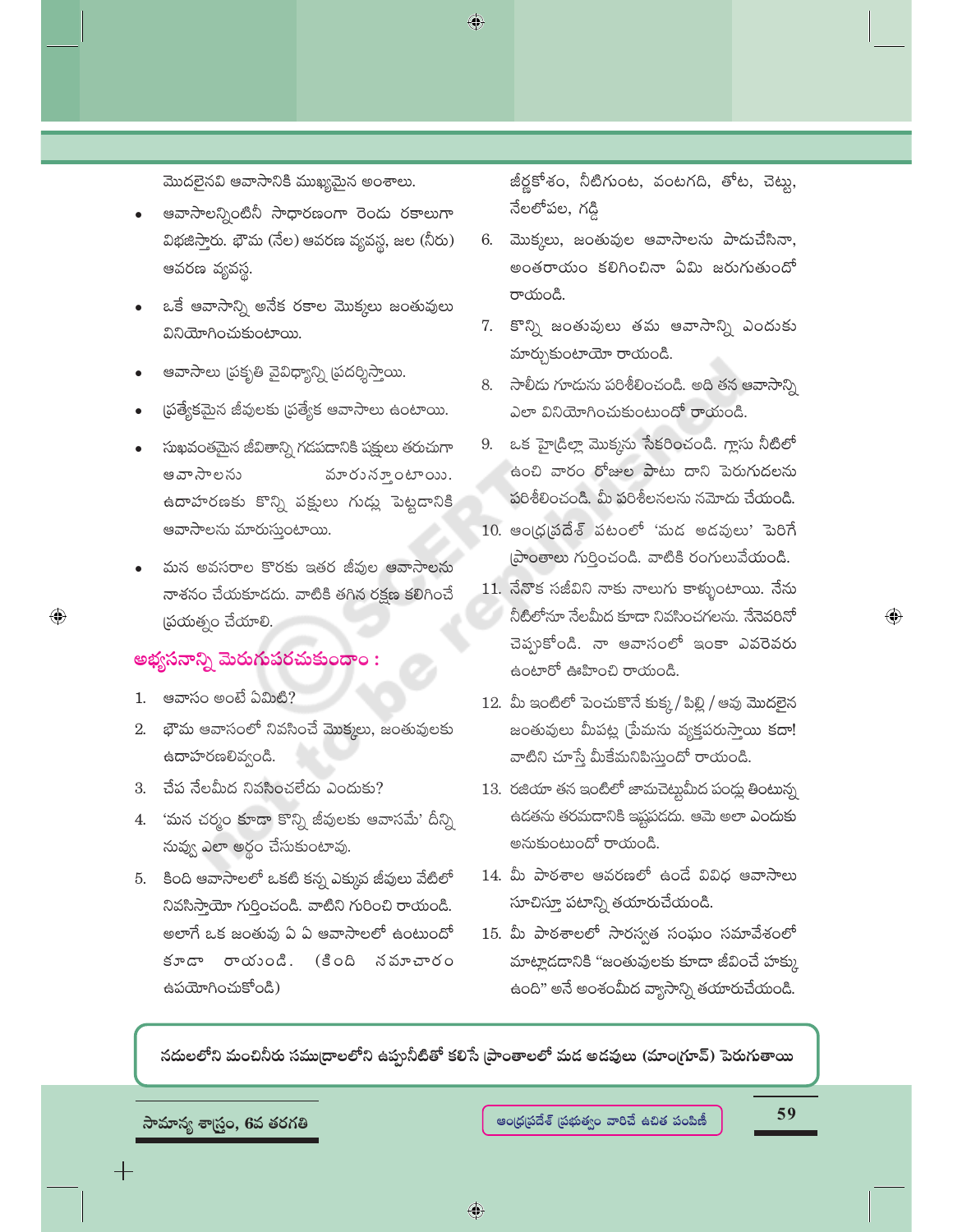మొదలైనవి ఆవాసానికి ముఖ్యమైన అంశాలు.

- ఆవాసాలన్నింటినీ సాధారణంగా రెండు రకాలుగా విభజిస్తారు. భౌమ (నేల) ఆవరణ వ్యవస్థ, జల (నీరు) ఆవరణ వ్యవస్థ.
- ఒకే ఆవాసాన్ని అనేక రకాల మొక్కలు జంతువులు వినియోగించుకుంటాయి.
- ఆవాసాలు ప్రకృతి వైవిధ్యాన్ని ప్రదర్శిస్తాయి.
- ప్రత్యేకమైన జీవులకు ప్రత్యేక ఆవాసాలు ఉంటాయి.
- సుఖవంతమైన జీవితాన్ని గడపడానికి పక్షులు తరుచుగా ఆవాసాలను మారుస్తుంటాయి. ఉదాహరణకు కొన్ని పక్షులు గుడ్లు పెట్టడానికి ఆవాసాలను మారుస్తుంటాయి.
- మన అవసరాల కొరకు ఇతర జీవుల ఆవాసాలను నాశనం చేయకూడదు. వాటికి తగిన రక్షణ కలిగించే ప్రయత్నం చేయాలి.

## అభ్యసనాన్ని మెరుగుపరచుకుందాం :

1. ఆవాసం అంటే ఏమిటి?
2. భౌమ ఆవాసంలో నివసించే మొక్కలు, జంతువులకు ఉదాహరణలివ్వండి.
3. చేప నేలమీద నివసించలేదు ఎందుకు?
4. 'మన చర్మం కూడా కొన్ని జీవులకు ఆవాసమే' దీన్ని నువ్వు ఎలా అర్థం చేసుకుంటావు.
5. కింది ఆవాసాలలో ఒకటి కన్న ఎక్కువ జీవులు వేటిలో నివసిస్తాయో గుర్తించండి. వాటిని గురించి రాయండి. అలాగే ఒక జంతువు ఏ ఏ ఆవాసాలలో ఉంటుందో కూడా రాయండి. (కింది సమాచారం ఉపయోగించుకోండి)
   జీర్ణకోశం, నీటిగుంట, వంటగది, తోట, చెట్టు, నేలలోపల, గడ్డి
6. మొక్కలు, జంతువుల ఆవాసాలను పాడుచేసినా, అంతరాయం కలిగించినా ఏమి జరుగుతుందో రాయండి.
7. కొన్ని జంతువులు తమ ఆవాసాన్ని ఎందుకు మార్చుకుంటాయో రాయండి.
8. సాలీడు గూడును పరిశీలించండి. అది తన ఆవాసాన్ని ఎలా వినియోగించుకుంటుందో రాయండి.
9. ఒక హైడ్రిల్లా మొక్కను సేకరించండి. గ్లాసు నీటిలో ఉంచి వారం రోజుల పాటు దాని పెరుగుదలను పరిశీలించండి. మీ పరిశీలనలను నమోదు చేయండి.
10. ఆంధ్రప్రదేశ్ పటంలో 'మడ అడవులు' పెరిగే ప్రాంతాలు గుర్తించండి. వాటికి రంగులువేయండి.
11. నేనొక సజీవిని నాకు నాలుగు కాళ్ళుంటాయి. నేను నీటిలోనూ నేలమీద కూడా నివసించగలను. నేనెవరినో చెప్పుకోండి. నా ఆవాసంలో ఇంకా ఎవరెవరు ఉంటారో ఊహించి రాయండి.
12. మీ ఇంటిలో పెంచుకొనే కుక్క / పిల్లి / ఆవు మొదలైన జంతువులు మీపట్ల ప్రేమను వ్యక్తపరుస్తాయి కదా! వాటిని చూస్తే మీకేమనిపిస్తుందో రాయండి.
13. రజియా తన ఇంటిలో జామచెట్టుమీద పండ్లు తింటున్న ఉడతను తరమడానికి ఇష్టపడదు. ఆమె అలా ఎందుకు అనుకుంటుందో రాయండి.
14. మీ పాఠశాల ఆవరణలో ఉండే వివిధ ఆవాసాలు సూచిస్తూ పటాన్ని తయారుచేయండి.
15. మీ పాఠశాలలో సారస్వత సంఘం సమావేశంలో మాట్లాడడానికి "జంతువులకు కూడా జీవించే హక్కు ఉంది" అనే అంశంమీద వ్యాసాన్ని తయారుచేయండి.

**నదులలోని మంచినీరు సముద్రాలలోని ఉప్పునీటితో కలిసే ప్రాంతాలలో మడ అడవులు (మాంగ్రూవ్) పెరుగుతాయి**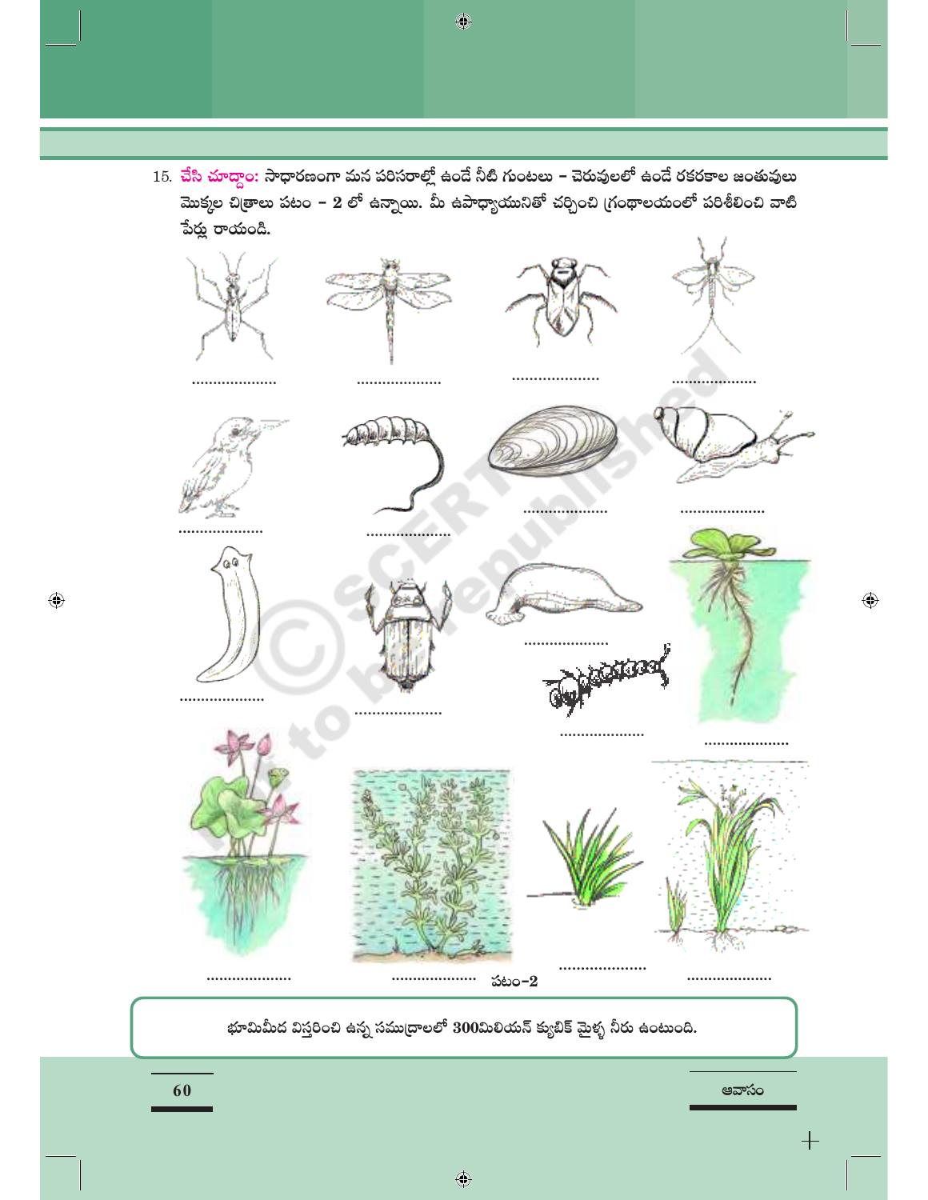15. **చేసి చూద్దాం:** సాధారణంగా మన పరిసరాల్లో ఉండే నీటి గుంటలు – చెరువులలో ఉండే రకరకాల జంతువులు మొక్కల చిత్రాలు పటం – 2 లో ఉన్నాయి. మీ ఉపాధ్యాయునితో చర్చించి గ్రంథాలయంలో పరిశీలించి వాటి పేర్లు రాయండి.

.................... .................... .................... ....................

.................... .................... .................... ....................

.................... .................... .................... .................... ....................

.................... .................... .................... ....................

పటం–2

భూమిమీద విస్తరించి ఉన్న సముద్రాలలో 300మిలియన్ క్యూబిక్ మైళ్ళ నీరు ఉంటుంది.